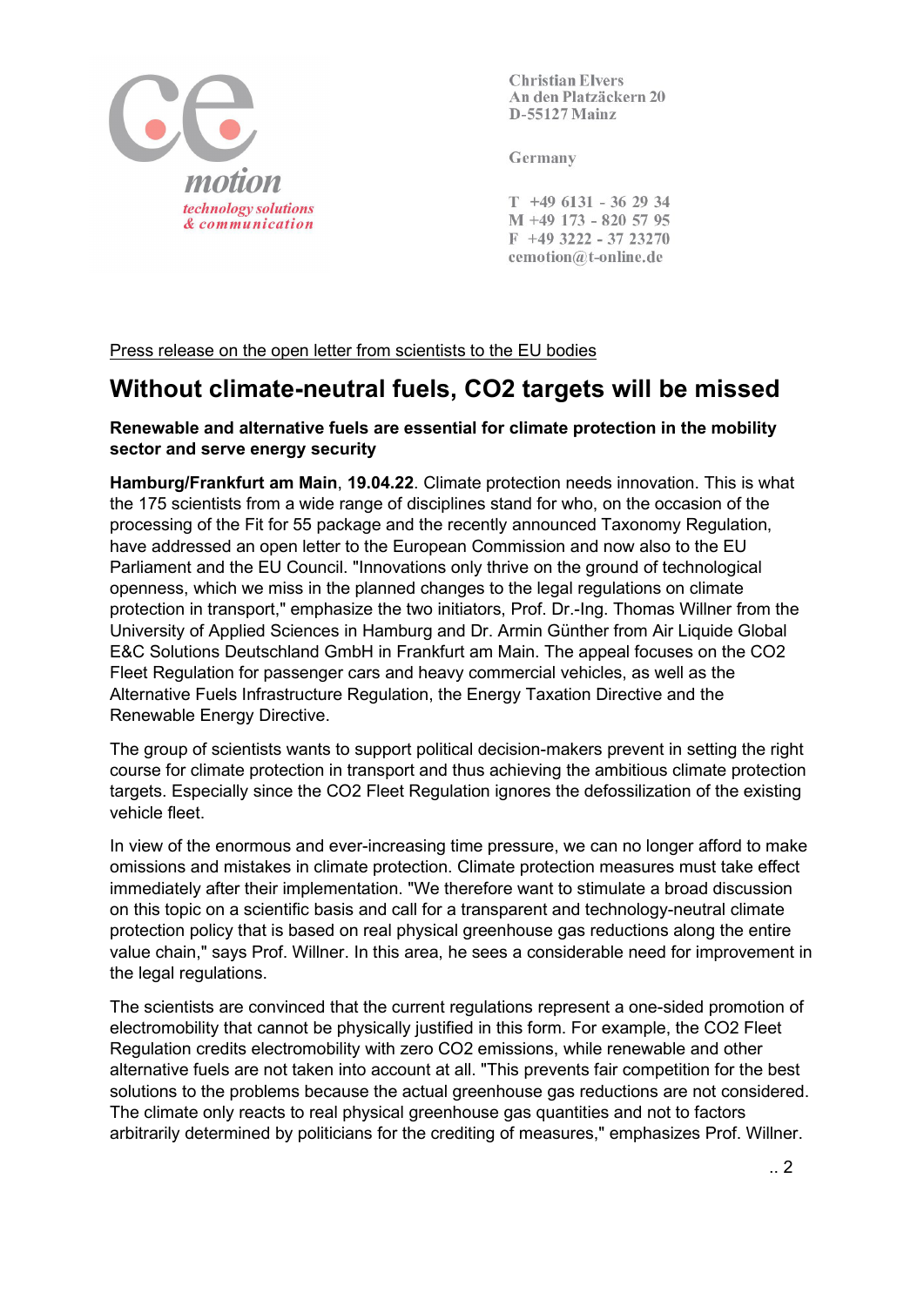ce motion
*technology solutions & communication*

Christian Elvers
An den Platzäckern 20
D-55127 Mainz

Germany

T +49 6131 - 36 29 34
M +49 173 - 820 57 95
F +49 3222 - 37 23270
cemotion@t-online.de

Press release on the open letter from scientists to the EU bodies

# Without climate-neutral fuels, CO2 targets will be missed

**Renewable and alternative fuels are essential for climate protection in the mobility sector and serve energy security**

**Hamburg/Frankfurt am Main**, **19.04.22**. Climate protection needs innovation. This is what the 175 scientists from a wide range of disciplines stand for who, on the occasion of the processing of the Fit for 55 package and the recently announced Taxonomy Regulation, have addressed an open letter to the European Commission and now also to the EU Parliament and the EU Council. "Innovations only thrive on the ground of technological openness, which we miss in the planned changes to the legal regulations on climate protection in transport," emphasize the two initiators, Prof. Dr.-Ing. Thomas Willner from the University of Applied Sciences in Hamburg and Dr. Armin Günther from Air Liquide Global E&C Solutions Deutschland GmbH in Frankfurt am Main. The appeal focuses on the CO2 Fleet Regulation for passenger cars and heavy commercial vehicles, as well as the Alternative Fuels Infrastructure Regulation, the Energy Taxation Directive and the Renewable Energy Directive.

The group of scientists wants to support political decision-makers prevent in setting the right course for climate protection in transport and thus achieving the ambitious climate protection targets. Especially since the CO2 Fleet Regulation ignores the defossilization of the existing vehicle fleet.

In view of the enormous and ever-increasing time pressure, we can no longer afford to make omissions and mistakes in climate protection. Climate protection measures must take effect immediately after their implementation. "We therefore want to stimulate a broad discussion on this topic on a scientific basis and call for a transparent and technology-neutral climate protection policy that is based on real physical greenhouse gas reductions along the entire value chain," says Prof. Willner. In this area, he sees a considerable need for improvement in the legal regulations.

The scientists are convinced that the current regulations represent a one-sided promotion of electromobility that cannot be physically justified in this form. For example, the CO2 Fleet Regulation credits electromobility with zero CO2 emissions, while renewable and other alternative fuels are not taken into account at all. "This prevents fair competition for the best solutions to the problems because the actual greenhouse gas reductions are not considered. The climate only reacts to real physical greenhouse gas quantities and not to factors arbitrarily determined by politicians for the crediting of measures," emphasizes Prof. Willner.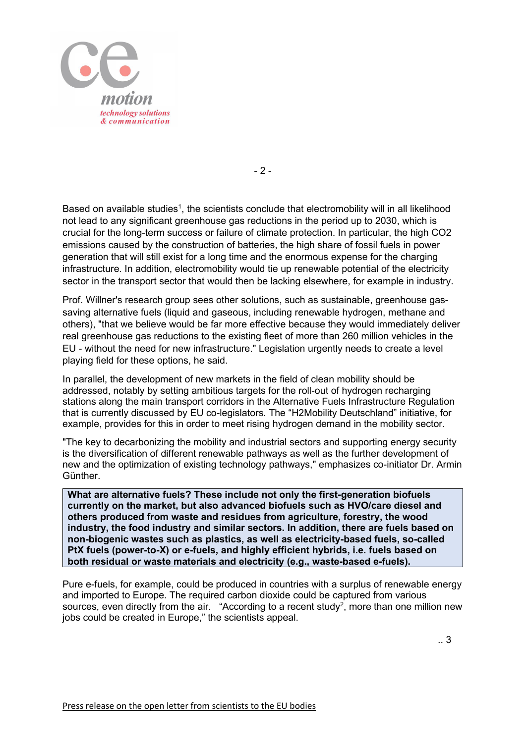Based on available studies[1], the scientists conclude that electromobility will in all likelihood not lead to any significant greenhouse gas reductions in the period up to 2030, which is crucial for the long-term success or failure of climate protection. In particular, the high CO2 emissions caused by the construction of batteries, the high share of fossil fuels in power generation that will still exist for a long time and the enormous expense for the charging infrastructure. In addition, electromobility would tie up renewable potential of the electricity sector in the transport sector that would then be lacking elsewhere, for example in industry.

Prof. Willner's research group sees other solutions, such as sustainable, greenhouse gas-saving alternative fuels (liquid and gaseous, including renewable hydrogen, methane and others), "that we believe would be far more effective because they would immediately deliver real greenhouse gas reductions to the existing fleet of more than 260 million vehicles in the EU - without the need for new infrastructure." Legislation urgently needs to create a level playing field for these options, he said.

In parallel, the development of new markets in the field of clean mobility should be addressed, notably by setting ambitious targets for the roll-out of hydrogen recharging stations along the main transport corridors in the Alternative Fuels Infrastructure Regulation that is currently discussed by EU co-legislators. The "H2Mobility Deutschland" initiative, for example, provides for this in order to meet rising hydrogen demand in the mobility sector.

"The key to decarbonizing the mobility and industrial sectors and supporting energy security is the diversification of different renewable pathways as well as the further development of new and the optimization of existing technology pathways," emphasizes co-initiator Dr. Armin Günther.

**What are alternative fuels? These include not only the first-generation biofuels currently on the market, but also advanced biofuels such as HVO/care diesel and others produced from waste and residues from agriculture, forestry, the wood industry, the food industry and similar sectors. In addition, there are fuels based on non-biogenic wastes such as plastics, as well as electricity-based fuels, so-called PtX fuels (power-to-X) or e-fuels, and highly efficient hybrids, i.e. fuels based on both residual or waste materials and electricity (e.g., waste-based e-fuels).**

Pure e-fuels, for example, could be produced in countries with a surplus of renewable energy and imported to Europe. The required carbon dioxide could be captured from various sources, even directly from the air. "According to a recent study[2], more than one million new jobs could be created in Europe," the scientists appeal.

.. 3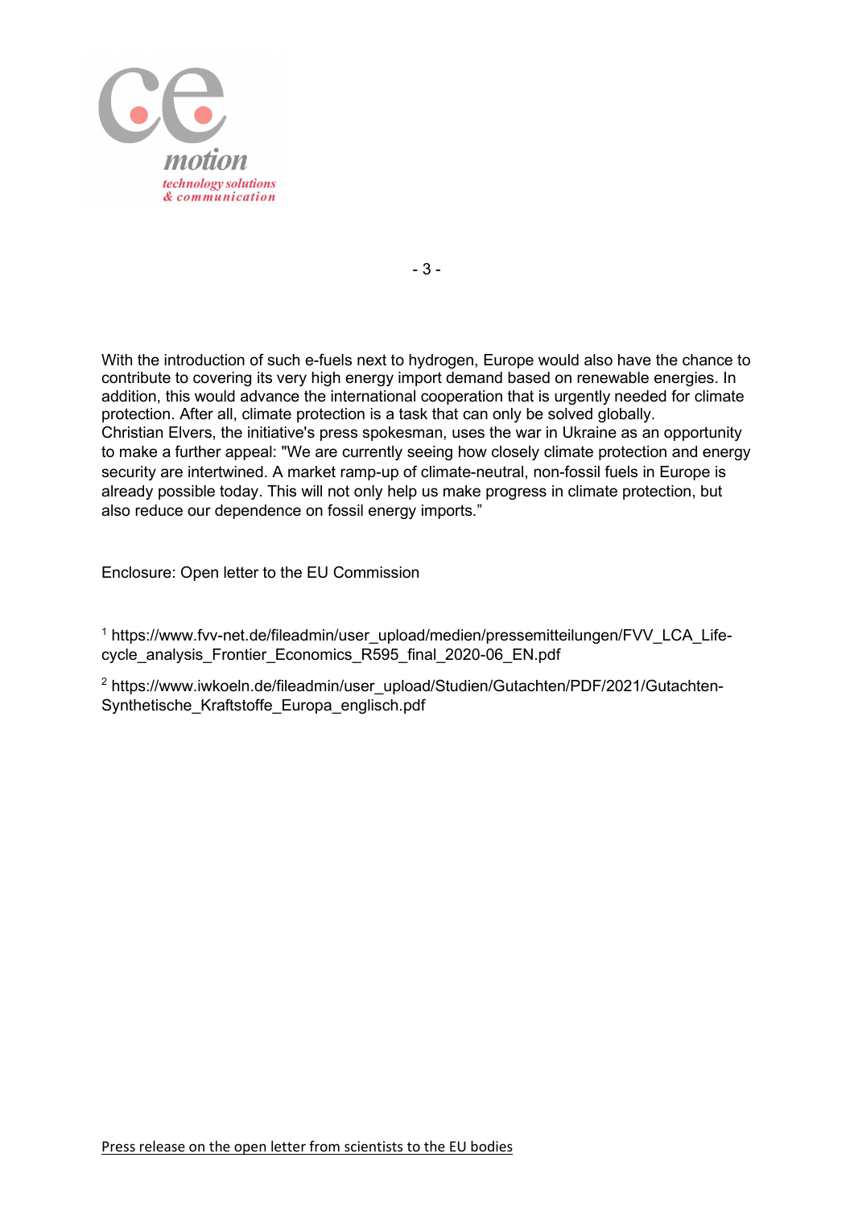With the introduction of such e-fuels next to hydrogen, Europe would also have the chance to contribute to covering its very high energy import demand based on renewable energies. In addition, this would advance the international cooperation that is urgently needed for climate protection. After all, climate protection is a task that can only be solved globally.
Christian Elvers, the initiative's press spokesman, uses the war in Ukraine as an opportunity to make a further appeal: "We are currently seeing how closely climate protection and energy security are intertwined. A market ramp-up of climate-neutral, non-fossil fuels in Europe is already possible today. This will not only help us make progress in climate protection, but also reduce our dependence on fossil energy imports."

Enclosure: Open letter to the EU Commission

[1] https://www.fvv-net.de/fileadmin/user_upload/medien/pressemitteilungen/FVV_LCA_Life-cycle_analysis_Frontier_Economics_R595_final_2020-06_EN.pdf

[2] https://www.iwkoeln.de/fileadmin/user_upload/Studien/Gutachten/PDF/2021/Gutachten-Synthetische_Kraftstoffe_Europa_englisch.pdf